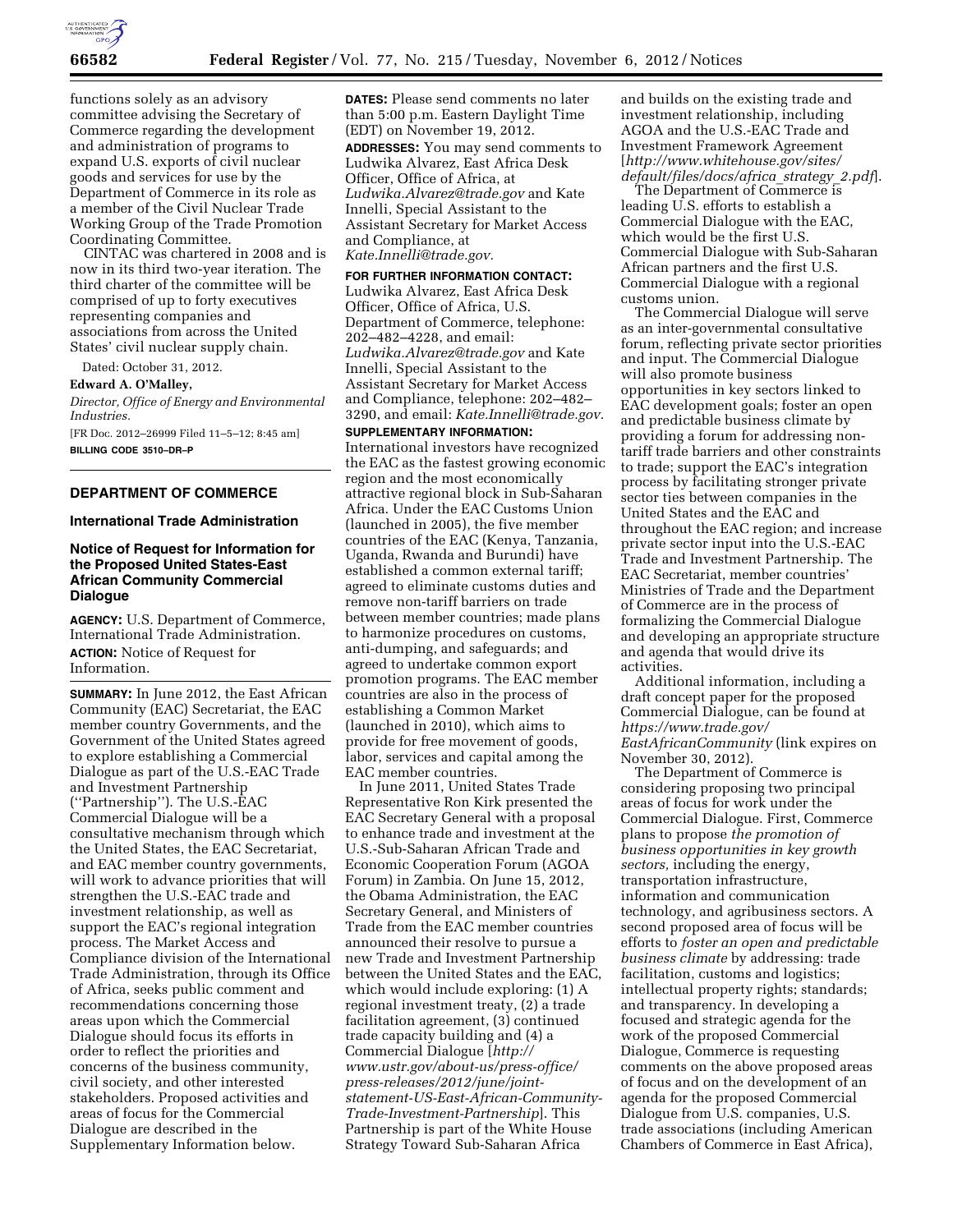functions solely as an advisory committee advising the Secretary of Commerce regarding the development and administration of programs to expand U.S. exports of civil nuclear goods and services for use by the Department of Commerce in its role as a member of the Civil Nuclear Trade Working Group of the Trade Promotion Coordinating Committee.

CINTAC was chartered in 2008 and is now in its third two-year iteration. The third charter of the committee will be comprised of up to forty executives representing companies and associations from across the United States' civil nuclear supply chain.

Dated: October 31, 2012.

**Edward A. O'Malley,**

*Director, Office of Energy and Environmental Industries.*

[FR Doc. 2012–26999 Filed 11–5–12; 8:45 am]

**BILLING CODE 3510–DR–P**

## DEPARTMENT OF COMMERCE

### International Trade Administration

### Notice of Request for Information for the Proposed United States-East African Community Commercial Dialogue

**AGENCY:** U.S. Department of Commerce, International Trade Administration.

**ACTION:** Notice of Request for Information.

**SUMMARY:** In June 2012, the East African Community (EAC) Secretariat, the EAC member country Governments, and the Government of the United States agreed to explore establishing a Commercial Dialogue as part of the U.S.-EAC Trade and Investment Partnership (''Partnership''). The U.S.-EAC Commercial Dialogue will be a consultative mechanism through which the United States, the EAC Secretariat, and EAC member country governments, will work to advance priorities that will strengthen the U.S.-EAC trade and investment relationship, as well as support the EAC's regional integration process. The Market Access and Compliance division of the International Trade Administration, through its Office of Africa, seeks public comment and recommendations concerning those areas upon which the Commercial Dialogue should focus its efforts in order to reflect the priorities and concerns of the business community, civil society, and other interested stakeholders. Proposed activities and areas of focus for the Commercial Dialogue are described in the Supplementary Information below.

**DATES:** Please send comments no later than 5:00 p.m. Eastern Daylight Time (EDT) on November 19, 2012.

**ADDRESSES:** You may send comments to Ludwika Alvarez, East Africa Desk Officer, Office of Africa, at *Ludwika.Alvarez@trade.gov* and Kate Innelli, Special Assistant to the Assistant Secretary for Market Access and Compliance, at *Kate.Innelli@trade.gov.*

**FOR FURTHER INFORMATION CONTACT:** Ludwika Alvarez, East Africa Desk Officer, Office of Africa, U.S. Department of Commerce, telephone: 202–482–4228, and email: *Ludwika.Alvarez@trade.gov* and Kate Innelli, Special Assistant to the Assistant Secretary for Market Access and Compliance, telephone: 202–482–3290, and email: *Kate.Innelli@trade.gov.*

**SUPPLEMENTARY INFORMATION:** International investors have recognized the EAC as the fastest growing economic region and the most economically attractive regional block in Sub-Saharan Africa. Under the EAC Customs Union (launched in 2005), the five member countries of the EAC (Kenya, Tanzania, Uganda, Rwanda and Burundi) have established a common external tariff; agreed to eliminate customs duties and remove non-tariff barriers on trade between member countries; made plans to harmonize procedures on customs, anti-dumping, and safeguards; and agreed to undertake common export promotion programs. The EAC member countries are also in the process of establishing a Common Market (launched in 2010), which aims to provide for free movement of goods, labor, services and capital among the EAC member countries.

In June 2011, United States Trade Representative Ron Kirk presented the EAC Secretary General with a proposal to enhance trade and investment at the U.S.-Sub-Saharan African Trade and Economic Cooperation Forum (AGOA Forum) in Zambia. On June 15, 2012, the Obama Administration, the EAC Secretary General, and Ministers of Trade from the EAC member countries announced their resolve to pursue a new Trade and Investment Partnership between the United States and the EAC, which would include exploring: (1) A regional investment treaty, (2) a trade facilitation agreement, (3) continued trade capacity building and (4) a Commercial Dialogue [*http://www.ustr.gov/about-us/press-office/press-releases/2012/june/joint-statement-US-East-African-Community-Trade-Investment-Partnership*]. This Partnership is part of the White House Strategy Toward Sub-Saharan Africa and builds on the existing trade and investment relationship, including AGOA and the U.S.-EAC Trade and Investment Framework Agreement [*http://www.whitehouse.gov/sites/default/files/docs/africa_strategy_2.pdf*].

The Department of Commerce is leading U.S. efforts to establish a Commercial Dialogue with the EAC, which would be the first U.S. Commercial Dialogue with Sub-Saharan African partners and the first U.S. Commercial Dialogue with a regional customs union.

The Commercial Dialogue will serve as an inter-governmental consultative forum, reflecting private sector priorities and input. The Commercial Dialogue will also promote business opportunities in key sectors linked to EAC development goals; foster an open and predictable business climate by providing a forum for addressing non-tariff trade barriers and other constraints to trade; support the EAC's integration process by facilitating stronger private sector ties between companies in the United States and the EAC and throughout the EAC region; and increase private sector input into the U.S.-EAC Trade and Investment Partnership. The EAC Secretariat, member countries' Ministries of Trade and the Department of Commerce are in the process of formalizing the Commercial Dialogue and developing an appropriate structure and agenda that would drive its activities.

Additional information, including a draft concept paper for the proposed Commercial Dialogue, can be found at *https://www.trade.gov/EastAfricanCommunity* (link expires on November 30, 2012).

The Department of Commerce is considering proposing two principal areas of focus for work under the Commercial Dialogue. First, Commerce plans to propose *the promotion of business opportunities in key growth sectors,* including the energy, transportation infrastructure, information and communication technology, and agribusiness sectors. A second proposed area of focus will be efforts to *foster an open and predictable business climate* by addressing: trade facilitation, customs and logistics; intellectual property rights; standards; and transparency. In developing a focused and strategic agenda for the work of the proposed Commercial Dialogue, Commerce is requesting comments on the above proposed areas of focus and on the development of an agenda for the proposed Commercial Dialogue from U.S. companies, U.S. trade associations (including American Chambers of Commerce in East Africa),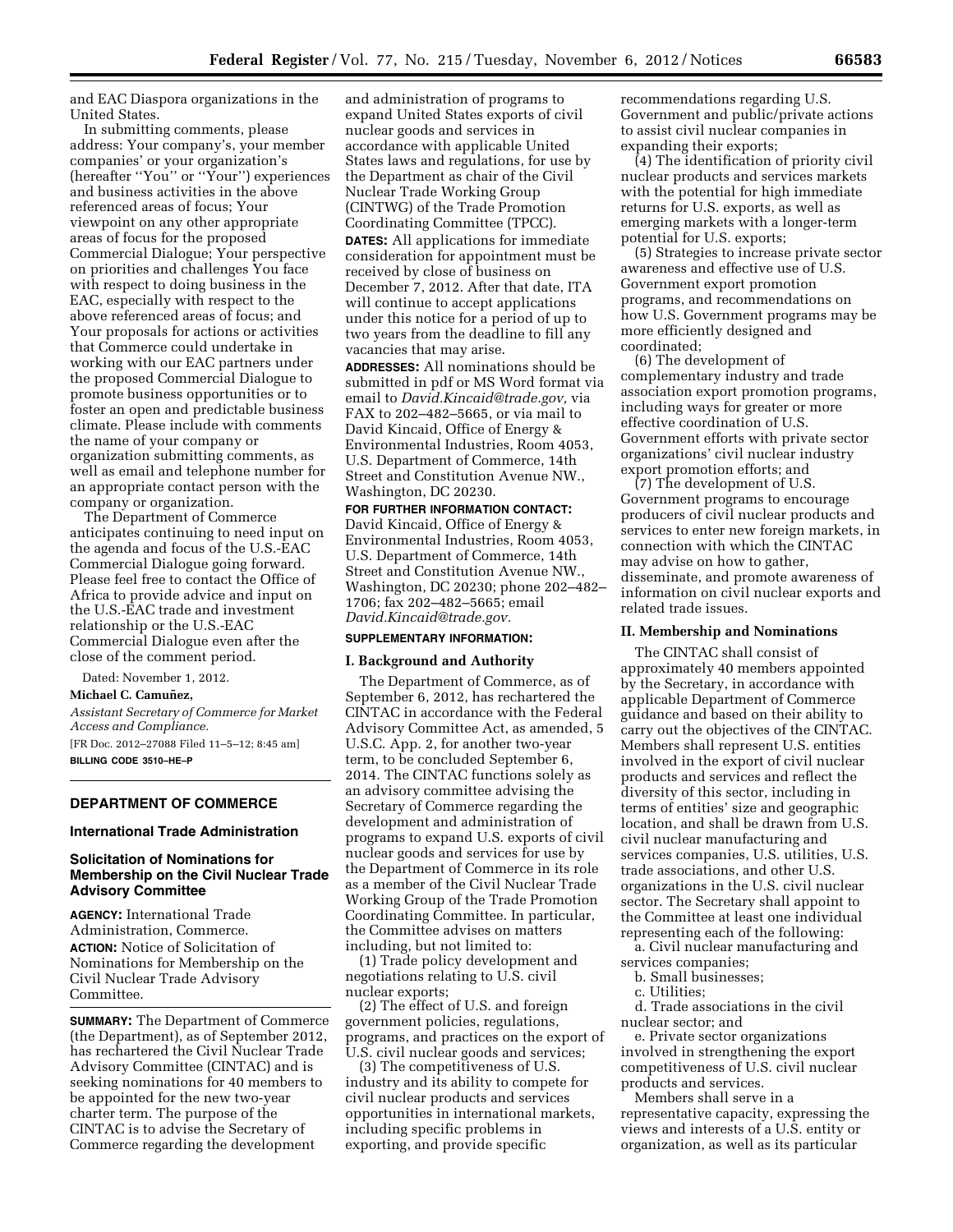and EAC Diaspora organizations in the United States.

In submitting comments, please address: Your company's, your member companies' or your organization's (hereafter "You" or "Your") experiences and business activities in the above referenced areas of focus; Your viewpoint on any other appropriate areas of focus for the proposed Commercial Dialogue; Your perspective on priorities and challenges You face with respect to doing business in the EAC, especially with respect to the above referenced areas of focus; and Your proposals for actions or activities that Commerce could undertake in working with our EAC partners under the proposed Commercial Dialogue to promote business opportunities or to foster an open and predictable business climate. Please include with comments the name of your company or organization submitting comments, as well as email and telephone number for an appropriate contact person with the company or organization.

The Department of Commerce anticipates continuing to need input on the agenda and focus of the U.S.-EAC Commercial Dialogue going forward. Please feel free to contact the Office of Africa to provide advice and input on the U.S.-EAC trade and investment relationship or the U.S.-EAC Commercial Dialogue even after the close of the comment period.

Dated: November 1, 2012.

**Michael C. Camuñez,**

*Assistant Secretary of Commerce for Market Access and Compliance.*

[FR Doc. 2012–27088 Filed 11–5–12; 8:45 am]

**BILLING CODE 3510–HE–P**

## DEPARTMENT OF COMMERCE

### International Trade Administration

### Solicitation of Nominations for Membership on the Civil Nuclear Trade Advisory Committee

**AGENCY:** International Trade Administration, Commerce.

**ACTION:** Notice of Solicitation of Nominations for Membership on the Civil Nuclear Trade Advisory Committee.

**SUMMARY:** The Department of Commerce (the Department), as of September 2012, has rechartered the Civil Nuclear Trade Advisory Committee (CINTAC) and is seeking nominations for 40 members to be appointed for the new two-year charter term. The purpose of the CINTAC is to advise the Secretary of Commerce regarding the development and administration of programs to expand United States exports of civil nuclear goods and services in accordance with applicable United States laws and regulations, for use by the Department as chair of the Civil Nuclear Trade Working Group (CINTWG) of the Trade Promotion Coordinating Committee (TPCC).

**DATES:** All applications for immediate consideration for appointment must be received by close of business on December 7, 2012. After that date, ITA will continue to accept applications under this notice for a period of up to two years from the deadline to fill any vacancies that may arise.

**ADDRESSES:** All nominations should be submitted in pdf or MS Word format via email to *David.Kincaid@trade.gov,* via FAX to 202–482–5665, or via mail to David Kincaid, Office of Energy & Environmental Industries, Room 4053, U.S. Department of Commerce, 14th Street and Constitution Avenue NW., Washington, DC 20230.

**FOR FURTHER INFORMATION CONTACT:** David Kincaid, Office of Energy & Environmental Industries, Room 4053, U.S. Department of Commerce, 14th Street and Constitution Avenue NW., Washington, DC 20230; phone 202–482–1706; fax 202–482–5665; email *David.Kincaid@trade.gov.*

**SUPPLEMENTARY INFORMATION:**

#### I. Background and Authority

The Department of Commerce, as of September 6, 2012, has rechartered the CINTAC in accordance with the Federal Advisory Committee Act, as amended, 5 U.S.C. App. 2, for another two-year term, to be concluded September 6, 2014. The CINTAC functions solely as an advisory committee advising the Secretary of Commerce regarding the development and administration of programs to expand U.S. exports of civil nuclear goods and services for use by the Department of Commerce in its role as a member of the Civil Nuclear Trade Working Group of the Trade Promotion Coordinating Committee. In particular, the Committee advises on matters including, but not limited to:

(1) Trade policy development and negotiations relating to U.S. civil nuclear exports;

(2) The effect of U.S. and foreign government policies, regulations, programs, and practices on the export of U.S. civil nuclear goods and services;

(3) The competitiveness of U.S. industry and its ability to compete for civil nuclear products and services opportunities in international markets, including specific problems in exporting, and provide specific recommendations regarding U.S. Government and public/private actions to assist civil nuclear companies in expanding their exports;

(4) The identification of priority civil nuclear products and services markets with the potential for high immediate returns for U.S. exports, as well as emerging markets with a longer-term potential for U.S. exports;

(5) Strategies to increase private sector awareness and effective use of U.S. Government export promotion programs, and recommendations on how U.S. Government programs may be more efficiently designed and coordinated;

(6) The development of complementary industry and trade association export promotion programs, including ways for greater or more effective coordination of U.S. Government efforts with private sector organizations' civil nuclear industry export promotion efforts; and

(7) The development of U.S. Government programs to encourage producers of civil nuclear products and services to enter new foreign markets, in connection with which the CINTAC may advise on how to gather, disseminate, and promote awareness of information on civil nuclear exports and related trade issues.

#### II. Membership and Nominations

The CINTAC shall consist of approximately 40 members appointed by the Secretary, in accordance with applicable Department of Commerce guidance and based on their ability to carry out the objectives of the CINTAC. Members shall represent U.S. entities involved in the export of civil nuclear products and services and reflect the diversity of this sector, including in terms of entities' size and geographic location, and shall be drawn from U.S. civil nuclear manufacturing and services companies, U.S. utilities, U.S. trade associations, and other U.S. organizations in the U.S. civil nuclear sector. The Secretary shall appoint to the Committee at least one individual representing each of the following:

a. Civil nuclear manufacturing and services companies;

b. Small businesses;

c. Utilities;

d. Trade associations in the civil nuclear sector; and

e. Private sector organizations involved in strengthening the export competitiveness of U.S. civil nuclear products and services.

Members shall serve in a representative capacity, expressing the views and interests of a U.S. entity or organization, as well as its particular